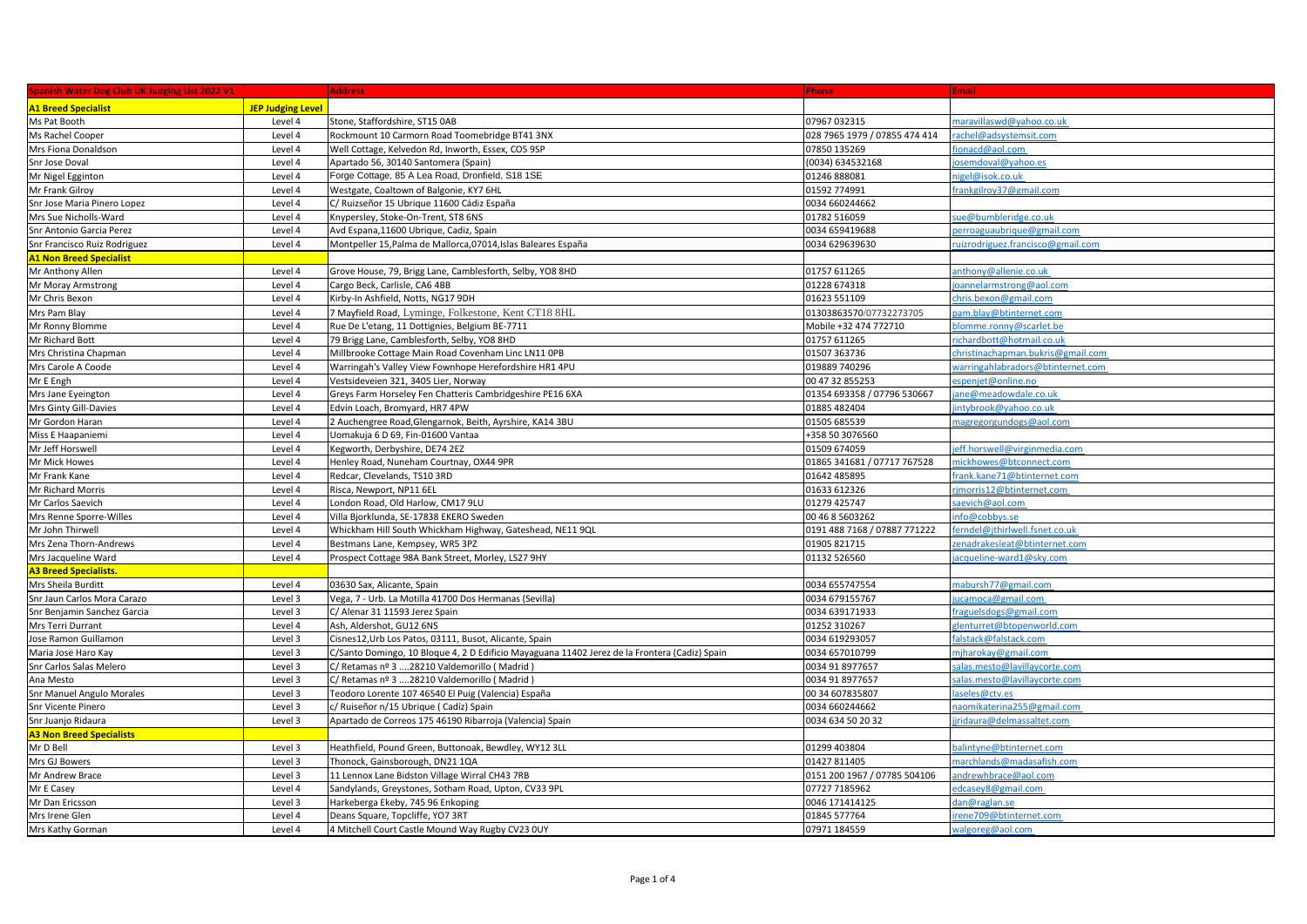| Spanish Water Dog Club UK Judging List 2022 V1 | | Address | Phone | Email |
|---|---|---|---|---|
| **A1 Breed Specialist** | **JEP Judging Level** | | | |
| Ms Pat Booth | Level 4 | Stone, Staffordshire, ST15 0AB | 07967 032315 | maravillaswd@yahoo.co.uk |
| Ms Rachel Cooper | Level 4 | Rockmount 10 Carmorn Road Toomebridge BT41 3NX | 028 7965 1979 / 07855 474 414 | rachel@adsystemsit.com |
| Mrs Fiona Donaldson | Level 4 | Well Cottage, Kelvedon Rd, Inworth, Essex, CO5 9SP | 07850 135269 | fionacd@aol.com |
| Snr Jose Doval | Level 4 | Apartado 56, 30140 Santomera (Spain) | (0034) 634532168 | josemdoval@yahoo.es |
| Mr Nigel Egginton | Level 4 | Forge Cottage, 85 A Lea Road, Dronfield, S18 1SE | 01246 888081 | nigel@isok.co.uk |
| Mr Frank Gilroy | Level 4 | Westgate, Coaltown of Balgonie, KY7 6HL | 01592 774991 | frankgilroy37@gmail.com |
| Snr Jose Maria Pinero Lopez | Level 4 | C/ Ruizseñor 15 Ubrique 11600 Cádiz España | 0034 660244662 | |
| Mrs Sue Nicholls-Ward | Level 4 | Knypersley, Stoke-On-Trent, ST8 6NS | 01782 516059 | sue@bumbleridge.co.uk |
| Snr Antonio Garcia Perez | Level 4 | Avd Espana,11600 Ubrique, Cadiz, Spain | 0034 659419688 | perroaguaubrique@gmail.com |
| Snr Francisco Ruiz Rodriguez | Level 4 | Montpeller 15,Palma de Mallorca,07014,Islas Baleares España | 0034 629639630 | ruizrodriguez.francisco@gmail.com |
| **A1 Non Breed Specialist** | | | | |
| Mr Anthony Allen | Level 4 | Grove House, 79, Brigg Lane, Camblesforth, Selby, YO8 8HD | 01757 611265 | anthony@allenie.co.uk |
| Mr Moray Armstrong | Level 4 | Cargo Beck, Carlisle, CA6 4BB | 01228 674318 | joannelarmstrong@aol.com |
| Mr Chris Bexon | Level 4 | Kirby-In Ashfield, Notts, NG17 9DH | 01623 551109 | chris.bexon@gmail.com |
| Mrs Pam Blay | Level 4 | 7 Mayfield Road, Lyminge, Folkestone, Kent CT18 8HL | 01303863570/07732273705 | pam.blay@btinternet.com |
| Mr Ronny Blomme | Level 4 | Rue De L'etang, 11 Dottignies, Belgium BE-7711 | Mobile +32 474 772710 | blomme.ronny@scarlet.be |
| Mr Richard Bott | Level 4 | 79 Brigg Lane, Camblesforth, Selby, YO8 8HD | 01757 611265 | richardbott@hotmail.co.uk |
| Mrs Christina Chapman | Level 4 | Millbrooke Cottage Main Road Covenham Linc LN11 0PB | 01507 363736 | christinachapman.bukris@gmail.com |
| Mrs Carole A Coode | Level 4 | Warringah's Valley View Fownhope Herefordshire HR1 4PU | 019889 740296 | warringahlabradors@btinternet.com |
| Mr E Engh | Level 4 | Vestsideveien 321, 3405 Lier, Norway | 00 47 32 855253 | espenjet@online.no |
| Mrs Jane Eyeington | Level 4 | Greys Farm Horseley Fen Chatteris Cambridgeshire PE16 6XA | 01354 693358 / 07796 530667 | jane@meadowdale.co.uk |
| Mrs Ginty Gill-Davies | Level 4 | Edvin Loach, Bromyard, HR7 4PW | 01885 482404 | jintybrook@yahoo.co.uk |
| Mr Gordon Haran | Level 4 | 2 Auchengree Road,Glengarnok, Beith, Ayrshire, KA14 3BU | 01505 685539 | magregorgundogs@aol.com |
| Miss E Haapaniemi | Level 4 | Uomakuja 6 D 69, Fin-01600 Vantaa | +358 50 3076560 | |
| Mr Jeff Horswell | Level 4 | Kegworth, Derbyshire, DE74 2EZ | 01509 674059 | jeff.horswell@virginmedia.com |
| Mr Mick Howes | Level 4 | Henley Road, Nuneham Courtnay, OX44 9PR | 01865 341681 / 07717 767528 | mickhowes@btconnect.com |
| Mr Frank Kane | Level 4 | Redcar, Clevelands, TS10 3RD | 01642 485895 | frank.kane71@btinternet.com |
| Mr Richard Morris | Level 4 | Risca, Newport, NP11 6EL | 01633 612326 | rjmorris12@btinternet.com |
| Mr Carlos Saevich | Level 4 | London Road, Old Harlow, CM17 9LU | 01279 425747 | saevich@aol.com |
| Mrs Renne Sporre-Willes | Level 4 | Villa Bjorklunda, SE-17838 EKERO Sweden | 00 46 8 5603262 | info@cobbys.se |
| Mr John Thirwell | Level 4 | Whickham Hill South Whickham Highway, Gateshead, NE11 9QL | 0191 488 7168 / 07887 771222 | ferndel@jthirlwell.fsnet.co.uk |
| Mrs Zena Thorn-Andrews | Level 4 | Bestmans Lane, Kempsey, WR5 3PZ | 01905 821715 | zenadrakesleat@btinternet.com |
| Mrs Jacqueline Ward | Level 4 | Prospect Cottage 98A Bank Street, Morley, LS27 9HY | 01132 526560 | jacqueline-ward1@sky.com |
| **A3 Breed Specialists.** | | | | |
| Mrs Sheila Burditt | Level 4 | 03630 Sax, Alicante, Spain | 0034 655747554 | mabursh77@gmail.com |
| Snr Jaun Carlos Mora Carazo | Level 3 | Vega, 7 - Urb. La Motilla 41700 Dos Hermanas (Sevilla) | 0034 679155767 | jucamoca@gmail.com |
| Snr Benjamin Sanchez Garcia | Level 3 | C/ Alenar 31 11593 Jerez Spain | 0034 639171933 | fraguelsdogs@gmail.com |
| Mrs Terri Durrant | Level 4 | Ash, Aldershot, GU12 6NS | 01252 310267 | glenturret@btopenworld.com |
| Jose Ramon Guillamon | Level 3 | Cisnes12,Urb Los Patos, 03111, Busot, Alicante, Spain | 0034 619293057 | falstack@falstack.com |
| Maria Jose Haro Kay | Level 3 | C/Santo Domingo, 10 Bloque 4, 2 D Edificio Mayaguana 11402 Jerez de la Frontera (Cadiz) Spain | 0034 657010799 | mjharokay@gmail.com |
| Snr Carlos Salas Melero | Level 3 | C/ Retamas nº 3 ....28210 Valdemorillo ( Madrid ) | 0034 91 8977657 | salas.mesto@lavillaycorte.com |
| Ana Mesto | Level 3 | C/ Retamas nº 3 ....28210 Valdemorillo ( Madrid ) | 0034 91 8977657 | salas.mesto@lavillaycorte.com |
| Snr Manuel Angulo Morales | Level 3 | Teodoro Lorente 107 46540 El Puig (Valencia) España | 00 34 607835807 | laseles@ctv.es |
| Snr Vicente Pinero | Level 3 | c/ Ruiseñor n/15 Ubrique ( Cadíz) Spain | 0034 660244662 | naomikaterina255@gmail.com |
| Snr Juanjo Ridaura | Level 3 | Apartado de Correos 175 46190 Ribarroja (Valencia) Spain | 0034 634 50 20 32 | jjridaura@delmassaltet.com |
| **A3 Non Breed Specialists** | | | | |
| Mr D Bell | Level 3 | Heathfield, Pound Green, Buttonoak, Bewdley, WY12 3LL | 01299 403804 | balintyne@btinternet.com |
| Mrs GJ Bowers | Level 3 | Thonock, Gainsborough, DN21 1QA | 01427 811405 | marchlands@madasafish.com |
| Mr Andrew Brace | Level 3 | 11 Lennox Lane Bidston Village Wirral CH43 7RB | 0151 200 1967 / 07785 504106 | andrewhbrace@aol.com |
| Mr E Casey | Level 4 | Sandylands, Greystones, Sotham Road, Upton, CV33 9PL | 07727 7185962 | edcasey8@gmail.com |
| Mr Dan Ericsson | Level 3 | Harkeberga Ekeby, 745 96 Enkoping | 0046 171414125 | dan@raglan.se |
| Mrs Irene Glen | Level 4 | Deans Square, Topcliffe, YO7 3RT | 01845 577764 | irene709@btinternet.com |
| Mrs Kathy Gorman | Level 4 | 4 Mitchell Court Castle Mound Way Rugby CV23 0UY | 07971 184559 | walgoreg@aol.com |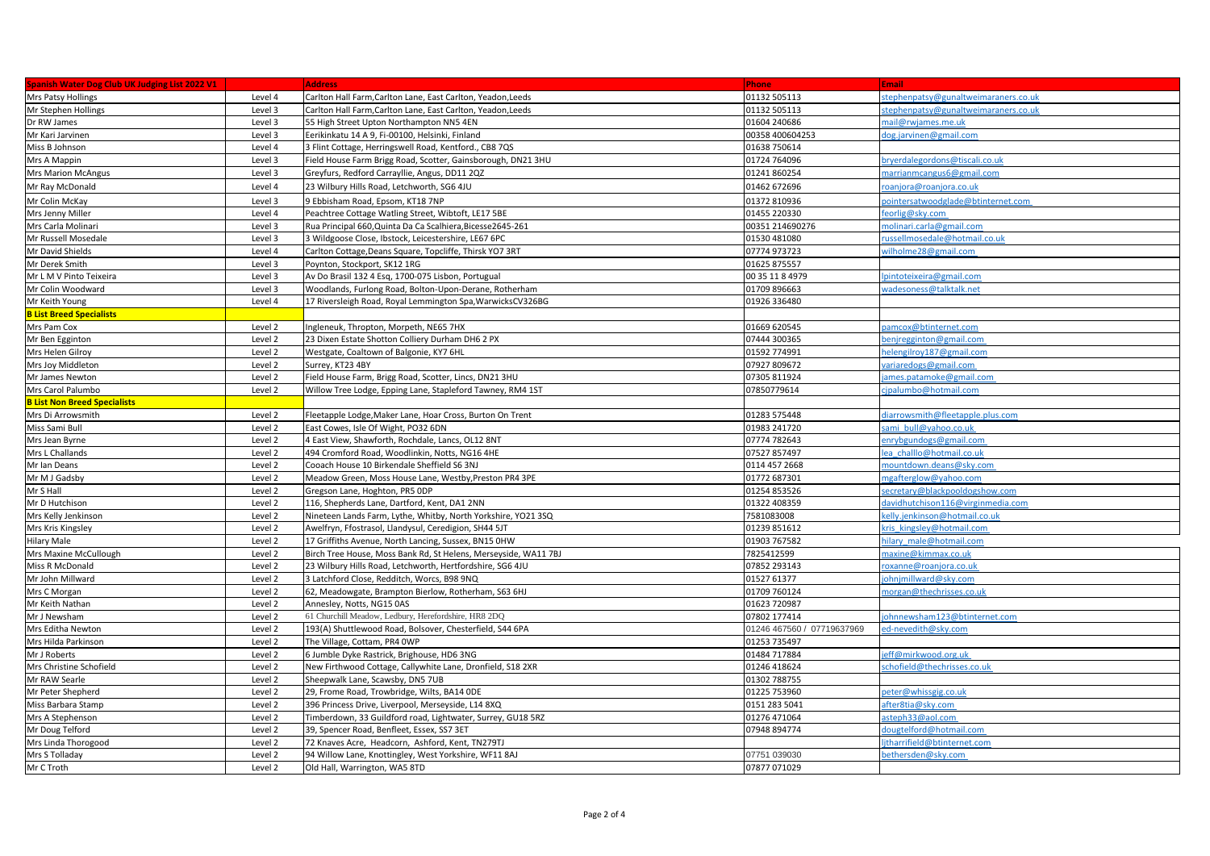| Spanish Water Dog Club UK Judging List 2022 V1 | | Address | Phone | Email |
|---|---|---|---|---|
| Mrs Patsy Hollings | Level 4 | Carlton Hall Farm,Carlton Lane, East Carlton, Yeadon,Leeds | 01132 505113 | stephenpatsy@gunaltweimaraners.co.uk |
| Mr Stephen Hollings | Level 3 | Carlton Hall Farm,Carlton Lane, East Carlton, Yeadon,Leeds | 01132 505113 | stephenpatsy@gunaltweimaraners.co.uk |
| Dr RW James | Level 3 | 55 High Street Upton Northampton NN5 4EN | 01604 240686 | mail@rwjames.me.uk |
| Mr Kari Jarvinen | Level 3 | Eerikinkatu 14 A 9, Fi-00100, Helsinki, Finland | 00358 400604253 | dog.jarvinen@gmail.com |
| Miss B Johnson | Level 4 | 3 Flint Cottage, Herringswell Road, Kentford., CB8 7QS | 01638 750614 | |
| Mrs A Mappin | Level 3 | Field House Farm Brigg Road, Scotter, Gainsborough, DN21 3HU | 01724 764096 | bryerdalegordons@tiscali.co.uk |
| Mrs Marion McAngus | Level 3 | Greyfurs, Redford Carrayllie, Angus, DD11 2QZ | 01241 860254 | marrianmcangus6@gmail.com |
| Mr Ray McDonald | Level 4 | 23 Wilbury Hills Road, Letchworth, SG6 4JU | 01462 672696 | roanjora@roanjora.co.uk |
| Mr Colin McKay | Level 3 | 9 Ebbisham Road, Epsom, KT18 7NP | 01372 810936 | pointersatwoodglade@btinternet.com |
| Mrs Jenny Miller | Level 4 | Peachtree Cottage Watling Street, Wibtoft, LE17 5BE | 01455 220330 | feorlig@sky.com |
| Mrs Carla Molinari | Level 3 | Rua Principal 660,Quinta Da Ca Scalhiera,Bicesse2645-261 | 00351 214690276 | molinari.carla@gmail.com |
| Mr Russell Mosedale | Level 3 | 3 Wildgoose Close, Ibstock, Leicestershire, LE67 6PC | 01530 481080 | russellmosedale@hotmail.co.uk |
| Mr David Shields | Level 4 | Carlton Cottage,Deans Square, Topcliffe, Thirsk YO7 3RT | 07774 973723 | wilholme28@gmail.com |
| Mr Derek Smith | Level 3 | Poynton, Stockport, SK12 1RG | 01625 875557 | |
| Mr L M V Pinto Teixeira | Level 3 | Av Do Brasil 132 4 Esq, 1700-075 Lisbon, Portugual | 00 35 11 8 4979 | lpintoteixeira@gmail.com |
| Mr Colin Woodward | Level 3 | Woodlands, Furlong Road, Bolton-Upon-Derane, Rotherham | 01709 896663 | wadesoness@talktalk.net |
| Mr Keith Young | Level 4 | 17 Riversleigh Road, Royal Lemmington Spa,WarwicksCV326BG | 01926 336480 | |
| **B List Breed Specialists** | | | | |
| Mrs Pam Cox | Level 2 | Ingleneuk, Thropton, Morpeth, NE65 7HX | 01669 620545 | pamcox@btinternet.com |
| Mr Ben Egginton | Level 2 | 23 Dixen Estate Shotton Colliery Durham DH6 2 PX | 07444 300365 | benjregginton@gmail.com |
| Mrs Helen Gilroy | Level 2 | Westgate, Coaltown of Balgonie, KY7 6HL | 01592 774991 | helengilroy187@gmail.com |
| Mrs Joy Middleton | Level 2 | Surrey, KT23 4BY | 07927 809672 | variaredogs@gmail.com |
| Mr James Newton | Level 2 | Field House Farm, Brigg Road, Scotter, Lincs, DN21 3HU | 07305 811924 | james.patamoke@gmail.com |
| Mrs Carol Palumbo | Level 2 | Willow Tree Lodge, Epping Lane, Stapleford Tawney, RM4 1ST | 07850779614 | cjpalumbo@hotmail.com |
| **B List Non Breed Specialists** | | | | |
| Mrs Di Arrowsmith | Level 2 | Fleetapple Lodge,Maker Lane, Hoar Cross, Burton On Trent | 01283 575448 | diarrowsmith@fleetapple.plus.com |
| Miss Sami Bull | Level 2 | East Cowes, Isle Of Wight, PO32 6DN | 01983 241720 | sami_bull@yahoo.co.uk |
| Mrs Jean Byrne | Level 2 | 4 East View, Shawforth, Rochdale, Lancs, OL12 8NT | 07774 782643 | enrybgundogs@gmail.com |
| Mrs L Challands | Level 2 | 494 Cromford Road, Woodlinkin, Notts, NG16 4HE | 07527 857497 | lea_challlo@hotmail.co.uk |
| Mr Ian Deans | Level 2 | Cooach House 10 Birkendale Sheffield S6 3NJ | 0114 457 2668 | mountdown.deans@sky.com |
| Mr M J Gadsby | Level 2 | Meadow Green, Moss House Lane, Westby,Preston PR4 3PE | 01772 687301 | mgafterglow@yahoo.com |
| Mr S Hall | Level 2 | Gregson Lane, Hoghton, PR5 0DP | 01254 853526 | secretary@blackpooldogshow.com |
| Mr D Hutchison | Level 2 | 116, Shepherds Lane, Dartford, Kent, DA1 2NN | 01322 408359 | davidhutchison116@virginmedia.com |
| Mrs Kelly Jenkinson | Level 2 | Nineteen Lands Farm, Lythe, Whitby, North Yorkshire, YO21 3SQ | 7581083008 | kelly.jenkinson@hotmail.co.uk |
| Mrs Kris Kingsley | Level 2 | Awelfryn, Ffostrasol, Llandysul, Ceredigion, SH44 5JT | 01239 851612 | kris_kingsley@hotmail.com |
| Hilary Male | Level 2 | 17 Griffiths Avenue, North Lancing, Sussex, BN15 0HW | 01903 767582 | hilary_male@hotmail.com |
| Mrs Maxine McCullough | Level 2 | Birch Tree House, Moss Bank Rd, St Helens, Merseyside, WA11 7BJ | 7825412599 | maxine@kimmax.co.uk |
| Miss R McDonald | Level 2 | 23 Wilbury Hills Road, Letchworth, Hertfordshire, SG6 4JU | 07852 293143 | roxanne@roanjora.co.uk |
| Mr John Millward | Level 2 | 3 Latchford Close, Redditch, Worcs, B98 9NQ | 01527 61377 | johnjmillward@sky.com |
| Mrs C Morgan | Level 2 | 62, Meadowgate, Brampton Bierlow, Rotherham, S63 6HJ | 01709 760124 | morgan@thechrisses.co.uk |
| Mr Keith Nathan | Level 2 | Annesley, Notts, NG15 0AS | 01623 720987 | |
| Mr J Newsham | Level 2 | 61 Churchill Meadow, Ledbury, Herefordshire, HR8 2DQ | 07802 177414 | johnnewsham123@btinternet.com |
| Mrs Editha Newton | Level 2 | 193(A) Shuttlewood Road, Bolsover, Chesterfield, S44 6PA | 01246 467560 / 07719637969 | ed-nevedith@sky.com |
| Mrs Hilda Parkinson | Level 2 | The Village, Cottam, PR4 0WP | 01253 735497 | |
| Mr J Roberts | Level 2 | 6 Jumble Dyke Rastrick, Brighouse, HD6 3NG | 01484 717884 | jeff@mirkwood.org.uk |
| Mrs Christine Schofield | Level 2 | New Firthwood Cottage, Callywhite Lane, Dronfield, S18 2XR | 01246 418624 | schofield@thechrisses.co.uk |
| Mr RAW Searle | Level 2 | Sheepwalk Lane, Scawsby, DN5 7UB | 01302 788755 | |
| Mr Peter Shepherd | Level 2 | 29, Frome Road, Trowbridge, Wilts, BA14 0DE | 01225 753960 | peter@whissgig.co.uk |
| Miss Barbara Stamp | Level 2 | 396 Princess Drive, Liverpool, Merseyside, L14 8XQ | 0151 283 5041 | after8tia@sky.com |
| Mrs A Stephenson | Level 2 | Timberdown, 33 Guildford road, Lightwater, Surrey, GU18 5RZ | 01276 471064 | asteph33@aol.com |
| Mr Doug Telford | Level 2 | 39, Spencer Road, Benfleet, Essex, SS7 3ET | 07948 894774 | dougtelford@hotmail.com |
| Mrs Linda Thorogood | Level 2 | 72 Knaves Acre, Headcorn, Ashford, Kent, TN279TJ | | ljtharrifield@btinternet.com |
| Mrs S Tolladay | Level 2 | 94 Willow Lane, Knottingley, West Yorkshire, WF11 8AJ | 07751 039030 | bethersden@sky.com |
| Mr C Troth | Level 2 | Old Hall, Warrington, WA5 8TD | 07877 071029 | |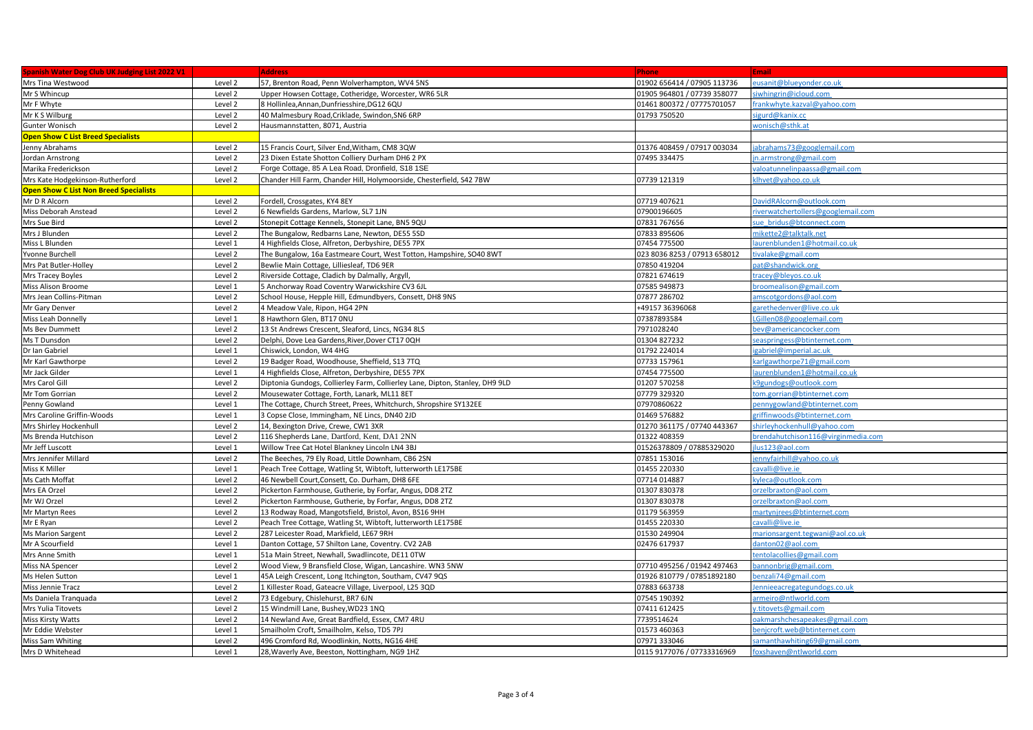| Spanish Water Dog Club UK Judging List 2022 V1 | | Address | Phone | Email |
|---|---|---|---|---|
| Mrs Tina Westwood | Level 2 | 57, Brenton Road, Penn Wolverhampton, WV4 5NS | 01902 656414 / 07905 113736 | eusanit@blueyonder.co.uk |
| Mr S Whincup | Level 2 | Upper Howsen Cottage, Cotheridge, Worcester, WR6 5LR | 01905 964801 / 07739 358077 | siwhingrin@icloud.com |
| Mr F Whyte | Level 2 | 8 Hollinlea,Annan,Dunfriesshire,DG12 6QU | 01461 800372 / 07775701057 | frankwhyte.kazval@yahoo.com |
| Mr K S Wilburg | Level 2 | 40 Malmesbury Road,Criklade, Swindon,SN6 6RP | 01793 750520 | sigurd@kanix.cc |
| Gunter Wonisch | Level 2 | Hausmannstatten, 8071, Austria | | wonisch@sthk.at |
| **Open Show C List Breed Specialists** | | | | |
| Jenny Abrahams | Level 2 | 15 Francis Court, Silver End,Witham, CM8 3QW | 01376 408459 / 07917 003034 | jabrahams73@googlemail.com |
| Jordan Arnstrong | Level 2 | 23 Dixen Estate Shotton Colliery Durham DH6 2 PX | 07495 334475 | jn.armstrong@gmail.com |
| Marika Frederickson | Level 2 | Forge Cottage, 85 A Lea Road, Dronfield, S18 1SE | | valoatunnelinpaassa@gmail.com |
| Mrs Kate Hodgekinson-Rutherford | Level 2 | Chander Hill Farm, Chander Hill, Holymoorside, Chesterfield, S42 7BW | 07739 121319 | klhvet@yahoo.co.uk |
| **Open Show C List Non Breed Specialists** | | | | |
| Mr D R Alcorn | Level 2 | Fordell, Crossgates, KY4 8EY | 07719 407621 | DavidRAlcorn@outlook.com |
| Miss Deborah Anstead | Level 2 | 6 Newfields Gardens, Marlow, SL7 1JN | 07900196605 | riverwatchertollers@googlemail.com |
| Mrs Sue Bird | Level 2 | Stonepit Cottage Kennels, Stonepit Lane, BN5 9QU | 07831 767656 | sue_bridus@btconnect.com |
| Mrs J Blunden | Level 2 | The Bungalow, Redbarns Lane, Newton, DE55 5SD | 07833 895606 | mikette2@talktalk.net |
| Miss L Blunden | Level 1 | 4 Highfields Close, Alfreton, Derbyshire, DE55 7PX | 07454 775500 | laurenblunden1@hotmail.co.uk |
| Yvonne Burchell | Level 2 | The Bungalow, 16a Eastmeare Court, West Totton, Hampshire, SO40 8WT | 023 8036 8253 / 07913 658012 | tivalake@gmail.com |
| Mrs Pat Butler-Holley | Level 2 | Bewlie Main Cottage, Lilliesleaf, TD6 9ER | 07850 419204 | pat@shandwick.org |
| Mrs Tracey Boyles | Level 2 | Riverside Cottage, Cladich by Dalmally, Argyll, | 07821 674619 | tracey@bleyos.co.uk |
| Miss Alison Broome | Level 1 | 5 Anchorway Road Coventry Warwickshire CV3 6JL | 07585 949873 | broomealison@gmail.com |
| Mrs Jean Collins-Pitman | Level 2 | School House, Hepple Hill, Edmundbyers, Consett, DH8 9NS | 07877 286702 | amscotgordons@aol.com |
| Mr Gary Denver | Level 2 | 4 Meadow Vale, Ripon, HG4 2PN | +49157 36396068 | garethedenver@live.co.uk |
| Miss Leah Donnelly | Level 1 | 8 Hawthorn Glen, BT17 0NU | 07387893584 | LGillen08@googlemail.com |
| Ms Bev Dummett | Level 2 | 13 St Andrews Crescent, Sleaford, Lincs, NG34 8LS | 7971028240 | bev@americancocker.com |
| Ms T Dunsdon | Level 2 | Delphi, Dove Lea Gardens,River,Dover CT17 0QH | 01304 827232 | seaspringess@btinternet.com |
| Dr Ian Gabriel | Level 1 | Chiswick, London, W4 4HG | 01792 224014 | igabriel@imperial.ac.uk |
| Mr Karl Gawthorpe | Level 2 | 19 Badger Road, Woodhouse, Sheffield, S13 7TQ | 07733 157961 | karlgawthorpe71@gmail.com |
| Mr Jack Gilder | Level 1 | 4 Highfields Close, Alfreton, Derbyshire, DE55 7PX | 07454 775500 | laurenblunden1@hotmail.co.uk |
| Mrs Carol Gill | Level 2 | Diptonia Gundogs, Collierley Farm, Collierley Lane, Dipton, Stanley, DH9 9LD | 01207 570258 | k9gundogs@outlook.com |
| Mr Tom Gorrian | Level 2 | Mousewater Cottage, Forth, Lanark, ML11 8ET | 07779 329320 | tom.gorrian@btinternet.com |
| Penny Gowland | Level 1 | The Cottage, Church Street, Prees, Whitchurch, Shropshire SY132EE | 07970860622 | pennygowland@btinternet.com |
| Mrs Caroline Griffin-Woods | Level 1 | 3 Copse Close, Immingham, NE Lincs, DN40 2JD | 01469 576882 | griffinwoods@btinternet.com |
| Mrs Shirley Hockenhull | Level 2 | 14, Bexington Drive, Crewe, CW1 3XR | 01270 361175 / 07740 443367 | shirleyhockenhull@yahoo.com |
| Ms Brenda Hutchison | Level 2 | 116 Shepherds Lane, Dartford, Kent, DA1 2NN | 01322 408359 | brendahutchison116@virginmedia.com |
| Mr Jeff Luscott | Level 1 | Willow Tree Cat Hotel Blankney Lincoln LN4 3BJ | 01526378809 / 07885329020 | jlus123@aol.com |
| Mrs Jennifer Millard | Level 2 | The Beeches, 79 Ely Road, Little Downham, CB6 2SN | 07851 153016 | jennyfairhill@yahoo.co.uk |
| Miss K Miller | Level 1 | Peach Tree Cottage, Watling St, Wibtoft, lutterworth LE175BE | 01455 220330 | cavalli@live.ie |
| Ms Cath Moffat | Level 2 | 46 Newbell Court,Consett, Co. Durham, DH8 6FE | 07714 014887 | kyleca@outlook.com |
| Mrs EA Orzel | Level 2 | Pickerton Farmhouse, Gutherie, by Forfar, Angus, DD8 2TZ | 01307 830378 | orzelbraxton@aol.com |
| Mr WJ Orzel | Level 2 | Pickerton Farmhouse, Gutherie, by Forfar, Angus, DD8 2TZ | 01307 830378 | orzelbraxton@aol.com |
| Mr Martyn Rees | Level 2 | 13 Rodway Road, Mangotsfield, Bristol, Avon, BS16 9HH | 01179 563959 | martynjrees@btinternet.com |
| Mr E Ryan | Level 2 | Peach Tree Cottage, Watling St, Wibtoft, lutterworth LE175BE | 01455 220330 | cavalli@live.ie |
| Ms Marion Sargent | Level 2 | 287 Leicester Road, Markfield, LE67 9RH | 01530 249904 | marionsargent.tegwani@aol.co.uk |
| Mr A Scourfield | Level 1 | Danton Cottage, 57 Shilton Lane, Coventry. CV2 2AB | 02476 617937 | danton02@aol.com |
| Mrs Anne Smith | Level 1 | 51a Main Street, Newhall, Swadlincote, DE11 0TW | | tentolacollies@gmail.com |
| Miss NA Spencer | Level 2 | Wood View, 9 Bransfield Close, Wigan, Lancashire. WN3 5NW | 07710 495256 / 01942 497463 | bannonbrig@gmail.com |
| Ms Helen Sutton | Level 1 | 45A Leigh Crescent, Long Itchington, Southam, CV47 9QS | 01926 810779 / 07851892180 | benzali74@gmail.com |
| Miss Jennie Tracz | Level 2 | 1 Killester Road, Gateacre Village, Liverpool, L25 3QD | 07883 663738 | Jennieeacregategundogs.co.uk |
| Ms Daniela Tranquada | Level 2 | 73 Edgebury, Chislehurst, BR7 6JN | 07545 190392 | armeiro@ntlworld.com |
| Mrs Yulia Titovets | Level 2 | 15 Windmill Lane, Bushey,WD23 1NQ | 07411 612425 | y.titovets@gmail.com |
| Miss Kirsty Watts | Level 2 | 14 Newland Ave, Great Bardfield, Essex, CM7 4RU | 7739514624 | oakmarshchesapeakes@gmail.com |
| Mr Eddie Webster | Level 1 | Smailholm Croft, Smailholm, Kelso, TD5 7PJ | 01573 460363 | benjcroft.web@btinternet.com |
| Miss Sam Whiting | Level 2 | 496 Cromford Rd, Woodlinkin, Notts, NG16 4HE | 07971 333046 | samanthawhiting69@gmail.com |
| Mrs D Whitehead | Level 1 | 28,Waverly Ave, Beeston, Nottingham, NG9 1HZ | 0115 9177076 / 07733316969 | foxshaven@ntlworld.com |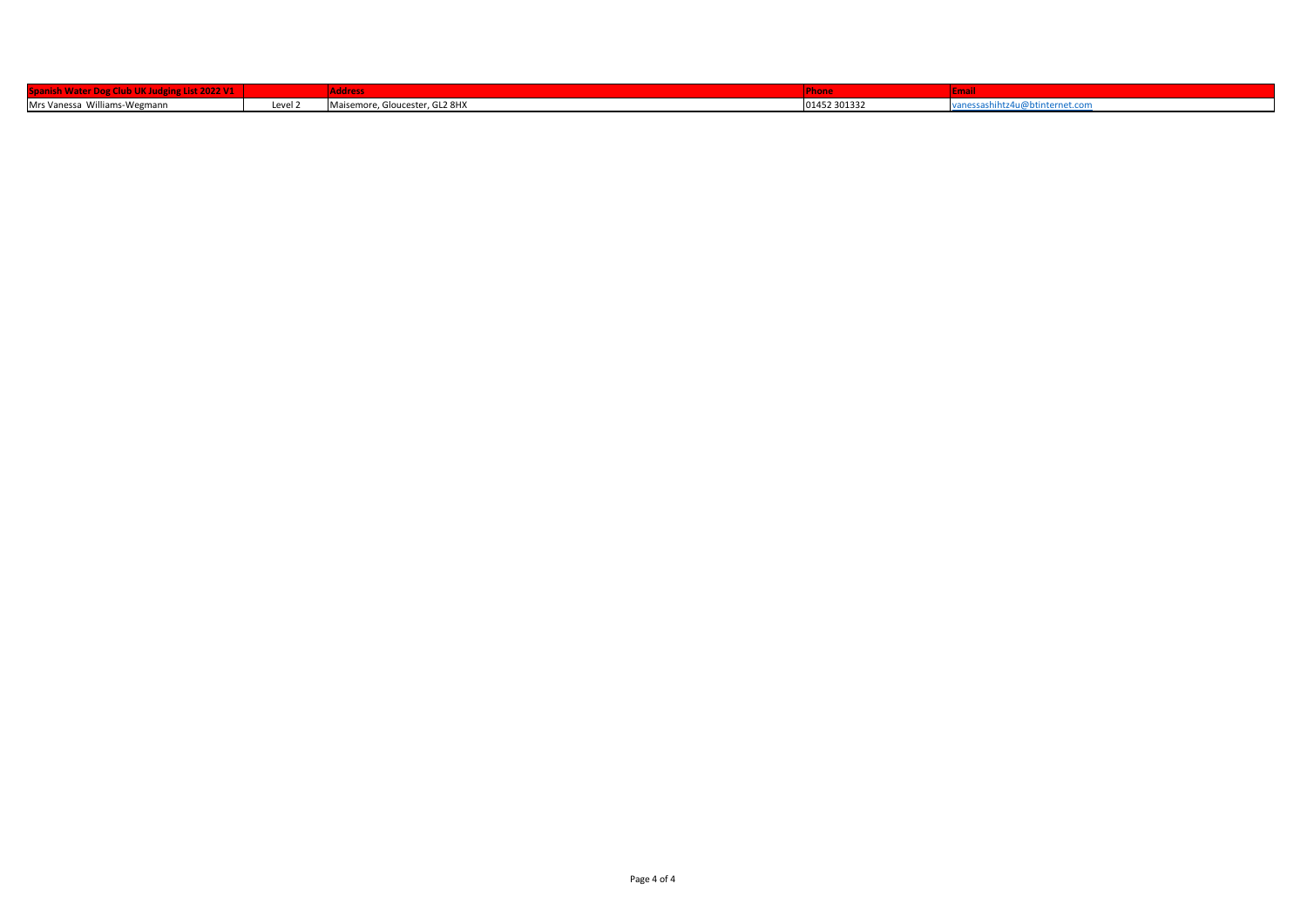| Spanish Water Dog Club UK Judging List 2022 V1 | | Address | Phone | Email |
|---|---|---|---|---|
| Mrs Vanessa Williams-Wegmann | Level 2 | Maisemore, Gloucester, GL2 8HX | 01452 301332 | vanessashihtz4u@btinternet.com |